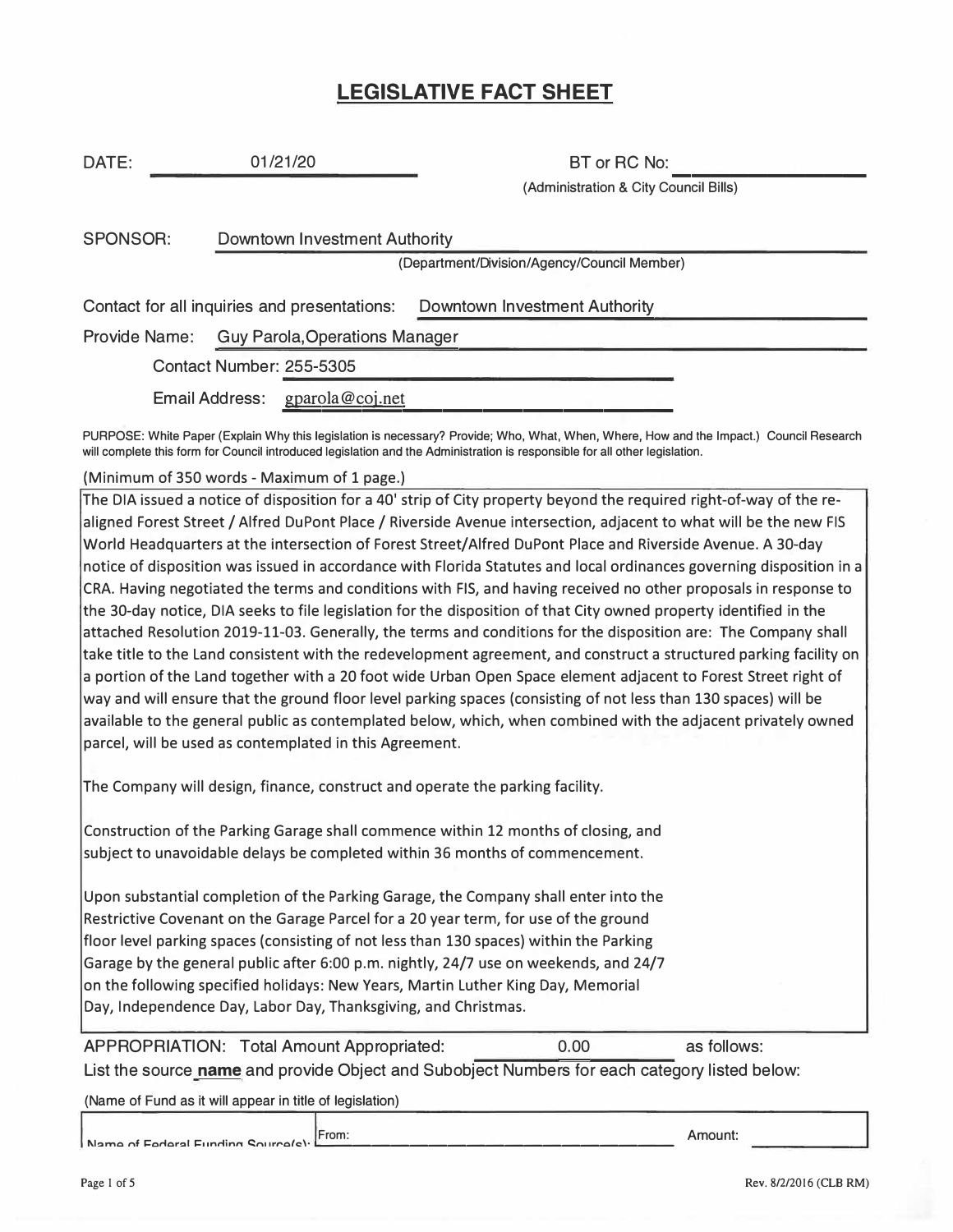# LEGISLATIVE FACT SHEET

DATE: 01/21/20

BT or RC No: ____________
(Administration & City Council Bills)

SPONSOR: Downtown Investment Authority
(Department/Division/Agency/Council Member)

Contact for all inquiries and presentations: Downtown Investment Authority

Provide Name: Guy Parola,Operations Manager

Contact Number: 255-5305

Email Address: gparola@coj.net

PURPOSE: White Paper (Explain Why this legislation is necessary? Provide; Who, What, When, Where, How and the Impact.) Council Research will complete this form for Council introduced legislation and the Administration is responsible for all other legislation.

(Minimum of 350 words - Maximum of 1 page.)

The DIA issued a notice of disposition for a 40' strip of City property beyond the required right-of-way of the re-aligned Forest Street / Alfred DuPont Place / Riverside Avenue intersection, adjacent to what will be the new FIS World Headquarters at the intersection of Forest Street/Alfred DuPont Place and Riverside Avenue. A 30-day notice of disposition was issued in accordance with Florida Statutes and local ordinances governing disposition in a CRA. Having negotiated the terms and conditions with FIS, and having received no other proposals in response to the 30-day notice, DIA seeks to file legislation for the disposition of that City owned property identified in the attached Resolution 2019-11-03. Generally, the terms and conditions for the disposition are: The Company shall take title to the Land consistent with the redevelopment agreement, and construct a structured parking facility on a portion of the Land together with a 20 foot wide Urban Open Space element adjacent to Forest Street right of way and will ensure that the ground floor level parking spaces (consisting of not less than 130 spaces) will be available to the general public as contemplated below, which, when combined with the adjacent privately owned parcel, will be used as contemplated in this Agreement.

The Company will design, finance, construct and operate the parking facility.

Construction of the Parking Garage shall commence within 12 months of closing, and subject to unavoidable delays be completed within 36 months of commencement.

Upon substantial completion of the Parking Garage, the Company shall enter into the Restrictive Covenant on the Garage Parcel for a 20 year term, for use of the ground floor level parking spaces (consisting of not less than 130 spaces) within the Parking Garage by the general public after 6:00 p.m. nightly, 24/7 use on weekends, and 24/7 on the following specified holidays: New Years, Martin Luther King Day, Memorial Day, Independence Day, Labor Day, Thanksgiving, and Christmas.

APPROPRIATION: Total Amount Appropriated: 0.00 as follows:

List the source **name** and provide Object and Subobject Numbers for each category listed below:

(Name of Fund as it will appear in title of legislation)

| Name of Federal Funding Source(s): | From: | Amount: |
|---|---|---|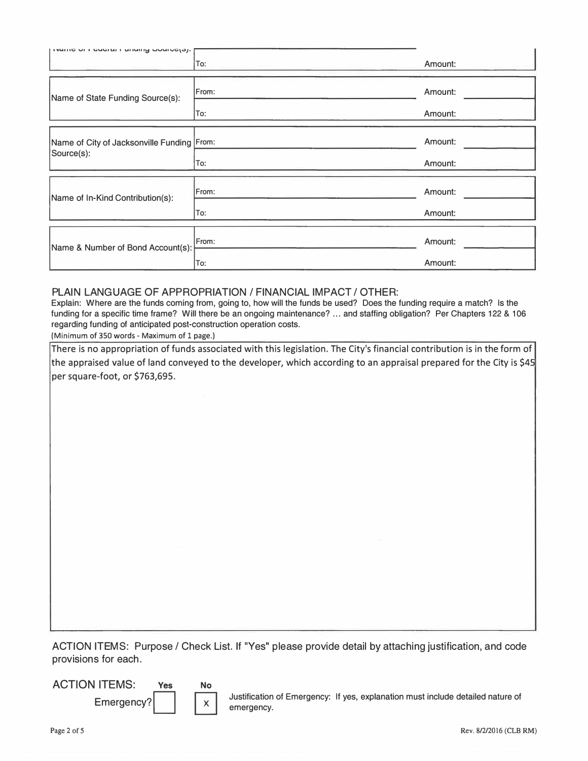| Name of Federal Funding Source(s): | | |
|---|---|---|
| | To: | Amount: |

| Name of State Funding Source(s): | From: | Amount: |
|---|---|---|
| | To: | Amount: |

| Name of City of Jacksonville Funding Source(s): | From: | Amount: |
|---|---|---|
| | To: | Amount: |

| Name of In-Kind Contribution(s): | From: | Amount: |
|---|---|---|
| | To: | Amount: |

| Name & Number of Bond Account(s): | From: | Amount: |
|---|---|---|
| | To: | Amount: |

## PLAIN LANGUAGE OF APPROPRIATION / FINANCIAL IMPACT / OTHER:

Explain: Where are the funds coming from, going to, how will the funds be used? Does the funding require a match? Is the funding for a specific time frame? Will there be an ongoing maintenance? ... and staffing obligation? Per Chapters 122 & 106 regarding funding of anticipated post-construction operation costs.

(Minimum of 350 words - Maximum of 1 page.)

There is no appropriation of funds associated with this legislation. The City's financial contribution is in the form of the appraised value of land conveyed to the developer, which according to an appraisal prepared for the City is $45 per square-foot, or $763,695.

ACTION ITEMS: Purpose / Check List. If "Yes" please provide detail by attaching justification, and code provisions for each.

| ACTION ITEMS: | Yes | No | |
|---|---|---|---|
| Emergency? | | X | Justification of Emergency: If yes, explanation must include detailed nature of emergency. |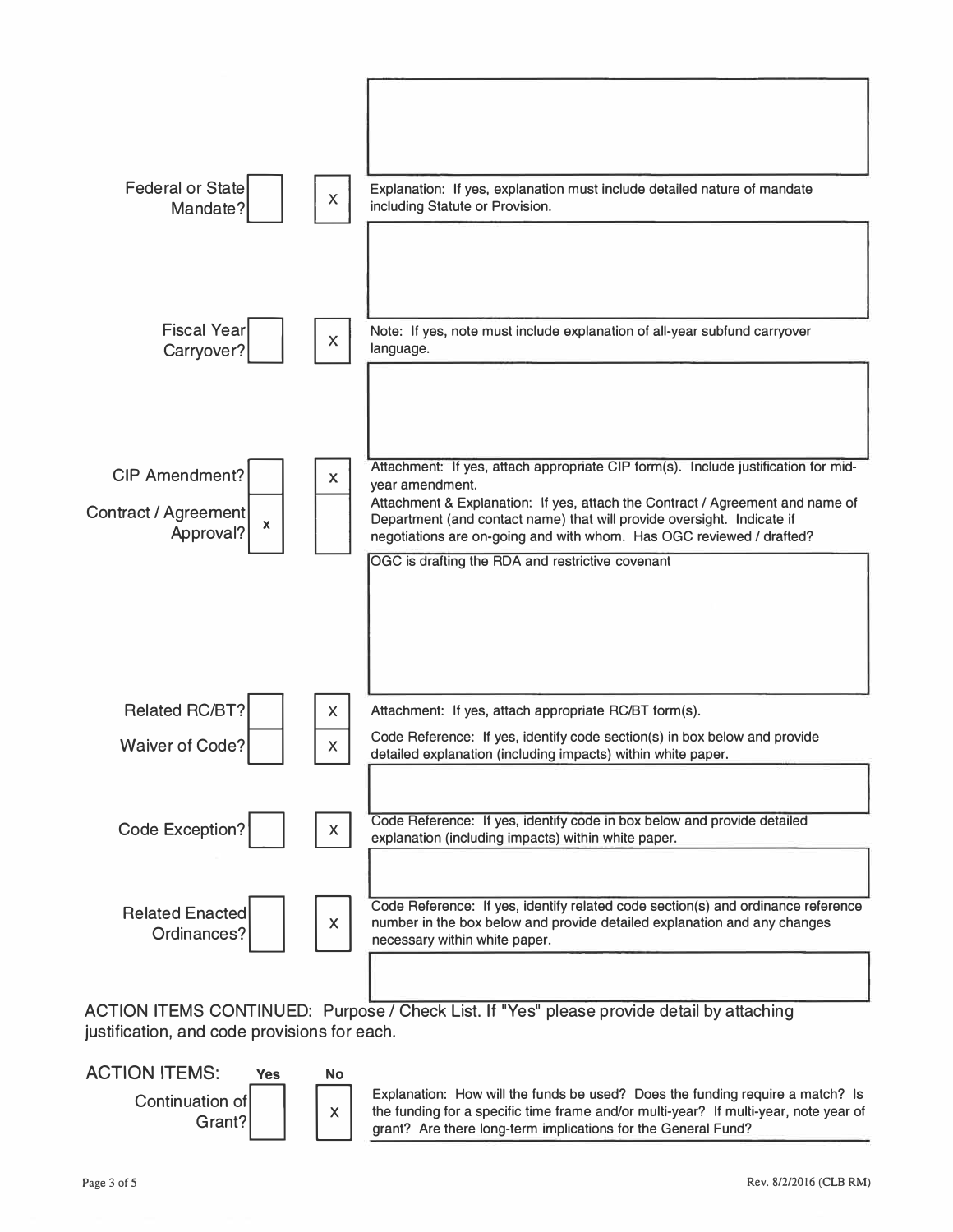| Item | Yes | No | Details |
|---|---|---|---|
| Federal or State Mandate? | | X | Explanation: If yes, explanation must include detailed nature of mandate including Statute or Provision. |
| Fiscal Year Carryover? | | X | Note: If yes, note must include explanation of all-year subfund carryover language. |
| CIP Amendment? | | X | Attachment: If yes, attach appropriate CIP form(s). Include justification for mid-year amendment. |
| Contract / Agreement Approval? | x | | Attachment & Explanation: If yes, attach the Contract / Agreement and name of Department (and contact name) that will provide oversight. Indicate if negotiations are on-going and with whom. Has OGC reviewed / drafted? |
| | | | OGC is drafting the RDA and restrictive covenant |
| Related RC/BT? | | X | Attachment: If yes, attach appropriate RC/BT form(s). |
| Waiver of Code? | | X | Code Reference: If yes, identify code section(s) in box below and provide detailed explanation (including impacts) within white paper. |
| Code Exception? | | X | Code Reference: If yes, identify code in box below and provide detailed explanation (including impacts) within white paper. |
| Related Enacted Ordinances? | | X | Code Reference: If yes, identify related code section(s) and ordinance reference number in the box below and provide detailed explanation and any changes necessary within white paper. |

ACTION ITEMS CONTINUED: Purpose / Check List. If "Yes" please provide detail by attaching justification, and code provisions for each.

## ACTION ITEMS:

| Item | Yes | No | Details |
|---|---|---|---|
| Continuation of Grant? | | X | Explanation: How will the funds be used? Does the funding require a match? Is the funding for a specific time frame and/or multi-year? If multi-year, note year of grant? Are there long-term implications for the General Fund? |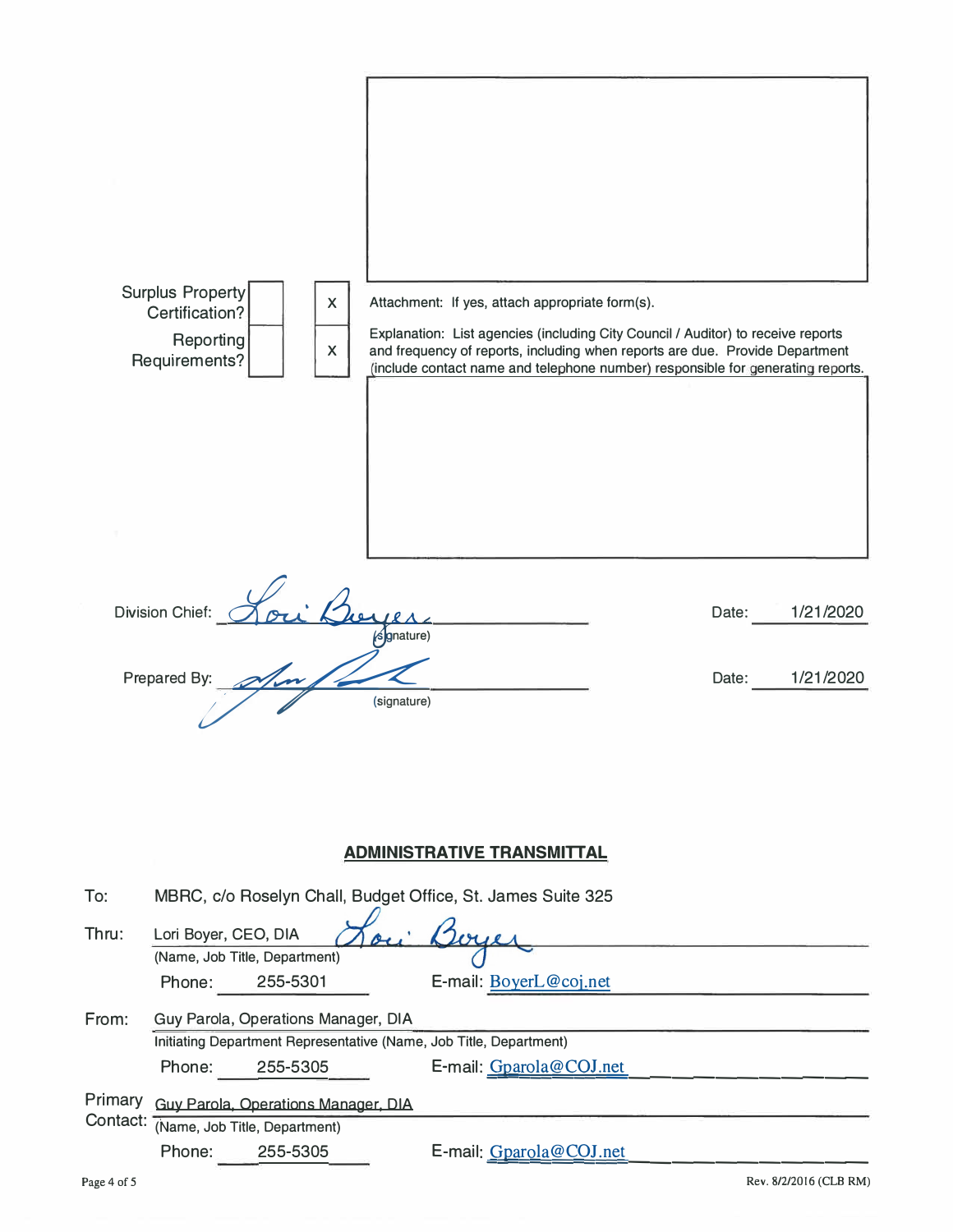| | Yes | No | |
|---|---|---|---|
| Surplus Property Certification? | | X | Attachment: If yes, attach appropriate form(s). |
| Reporting Requirements? | | X | Explanation: List agencies (including City Council / Auditor) to receive reports and frequency of reports, including when reports are due. Provide Department (include contact name and telephone number) responsible for generating reports. |

Division Chief: *Lori Boyer* (signature) Date: 1/21/2020

Prepared By: *[signature]* (signature) Date: 1/21/2020

## ADMINISTRATIVE TRANSMITTAL

To: MBRC, c/o Roselyn Chall, Budget Office, St. James Suite 325

Thru: Lori Boyer, CEO, DIA *Lori Boyer*
(Name, Job Title, Department)
Phone: 255-5301 E-mail: BoyerL@coj.net

From: Guy Parola, Operations Manager, DIA
Initiating Department Representative (Name, Job Title, Department)
Phone: 255-5305 E-mail: Gparola@COJ.net

Primary Contact: Guy Parola, Operations Manager, DIA
(Name, Job Title, Department)
Phone: 255-5305 E-mail: Gparola@COJ.net

Rev. 8/2/2016 (CLB RM)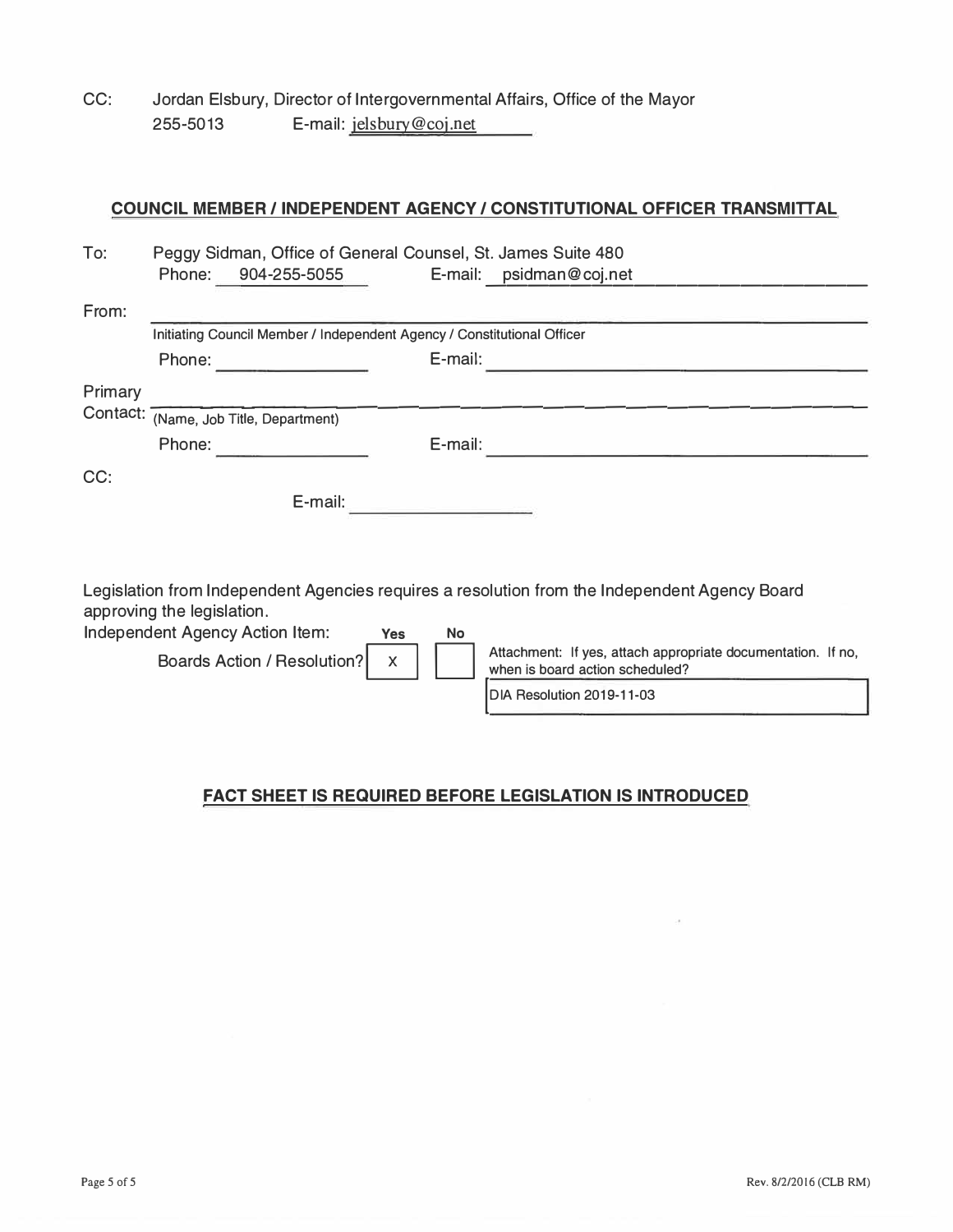CC: Jordan Elsbury, Director of Intergovernmental Affairs, Office of the Mayor
255-5013 E-mail: jelsbury@coj.net

## COUNCIL MEMBER / INDEPENDENT AGENCY / CONSTITUTIONAL OFFICER TRANSMITTAL

To: Peggy Sidman, Office of General Counsel, St. James Suite 480
Phone: 904-255-5055 E-mail: psidman@coj.net

From: ______________________________
Initiating Council Member / Independent Agency / Constitutional Officer
Phone: ______________ E-mail: ______________________________

Primary Contact: ______________________________
(Name, Job Title, Department)
Phone: ______________ E-mail: ______________________________

CC:
E-mail: ______________

Legislation from Independent Agencies requires a resolution from the Independent Agency Board approving the legislation.

Independent Agency Action Item:

| | Yes | No | Attachment: If yes, attach appropriate documentation. If no, when is board action scheduled? |
|---|---|---|---|
| Boards Action / Resolution? | X | | DIA Resolution 2019-11-03 |

**FACT SHEET IS REQUIRED BEFORE LEGISLATION IS INTRODUCED**